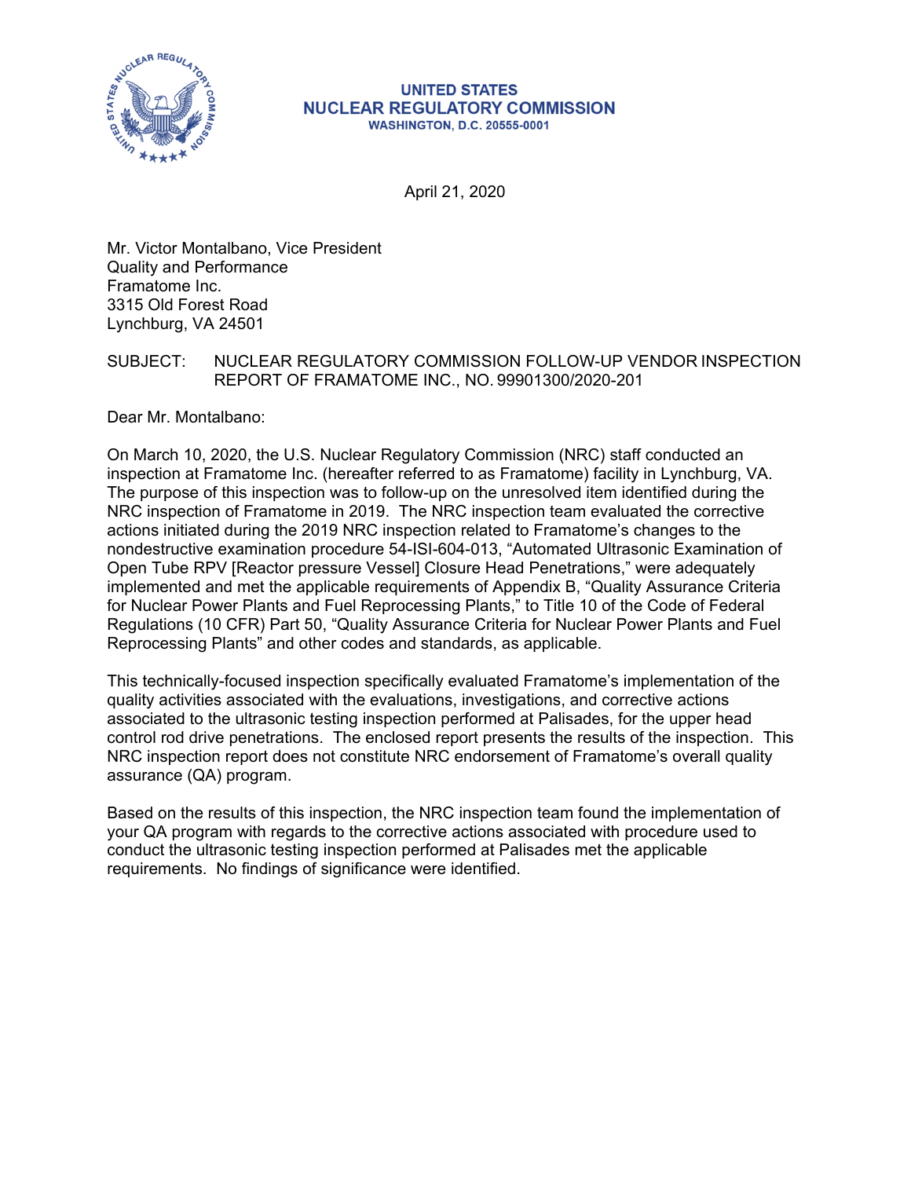**UNITED STATES**
**NUCLEAR REGULATORY COMMISSION**
**WASHINGTON, D.C. 20555-0001**

April 21, 2020

Mr. Victor Montalbano, Vice President
Quality and Performance
Framatome Inc.
3315 Old Forest Road
Lynchburg, VA 24501

SUBJECT: NUCLEAR REGULATORY COMMISSION FOLLOW-UP VENDOR INSPECTION REPORT OF FRAMATOME INC., NO. 99901300/2020-201

Dear Mr. Montalbano:

On March 10, 2020, the U.S. Nuclear Regulatory Commission (NRC) staff conducted an inspection at Framatome Inc. (hereafter referred to as Framatome) facility in Lynchburg, VA. The purpose of this inspection was to follow-up on the unresolved item identified during the NRC inspection of Framatome in 2019. The NRC inspection team evaluated the corrective actions initiated during the 2019 NRC inspection related to Framatome's changes to the nondestructive examination procedure 54-ISI-604-013, "Automated Ultrasonic Examination of Open Tube RPV [Reactor pressure Vessel] Closure Head Penetrations," were adequately implemented and met the applicable requirements of Appendix B, "Quality Assurance Criteria for Nuclear Power Plants and Fuel Reprocessing Plants," to Title 10 of the Code of Federal Regulations (10 CFR) Part 50, "Quality Assurance Criteria for Nuclear Power Plants and Fuel Reprocessing Plants" and other codes and standards, as applicable.

This technically-focused inspection specifically evaluated Framatome's implementation of the quality activities associated with the evaluations, investigations, and corrective actions associated to the ultrasonic testing inspection performed at Palisades, for the upper head control rod drive penetrations. The enclosed report presents the results of the inspection. This NRC inspection report does not constitute NRC endorsement of Framatome's overall quality assurance (QA) program.

Based on the results of this inspection, the NRC inspection team found the implementation of your QA program with regards to the corrective actions associated with procedure used to conduct the ultrasonic testing inspection performed at Palisades met the applicable requirements. No findings of significance were identified.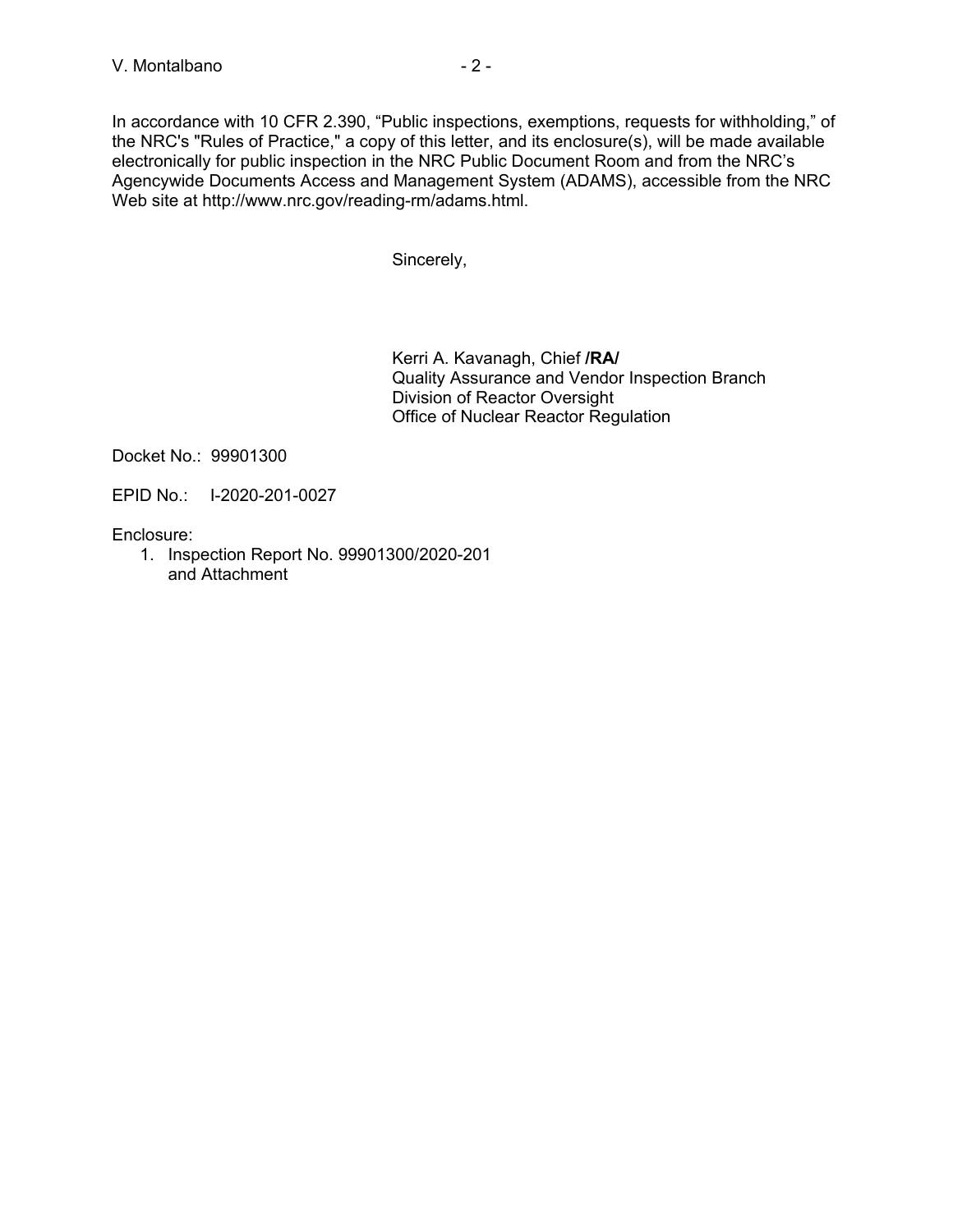In accordance with 10 CFR 2.390, "Public inspections, exemptions, requests for withholding," of the NRC's "Rules of Practice," a copy of this letter, and its enclosure(s), will be made available electronically for public inspection in the NRC Public Document Room and from the NRC's Agencywide Documents Access and Management System (ADAMS), accessible from the NRC Web site at http://www.nrc.gov/reading-rm/adams.html.

Sincerely,

Kerri A. Kavanagh, Chief **/RA/**
Quality Assurance and Vendor Inspection Branch
Division of Reactor Oversight
Office of Nuclear Reactor Regulation

Docket No.: 99901300

EPID No.: I-2020-201-0027

Enclosure:

1. Inspection Report No. 99901300/2020-201 and Attachment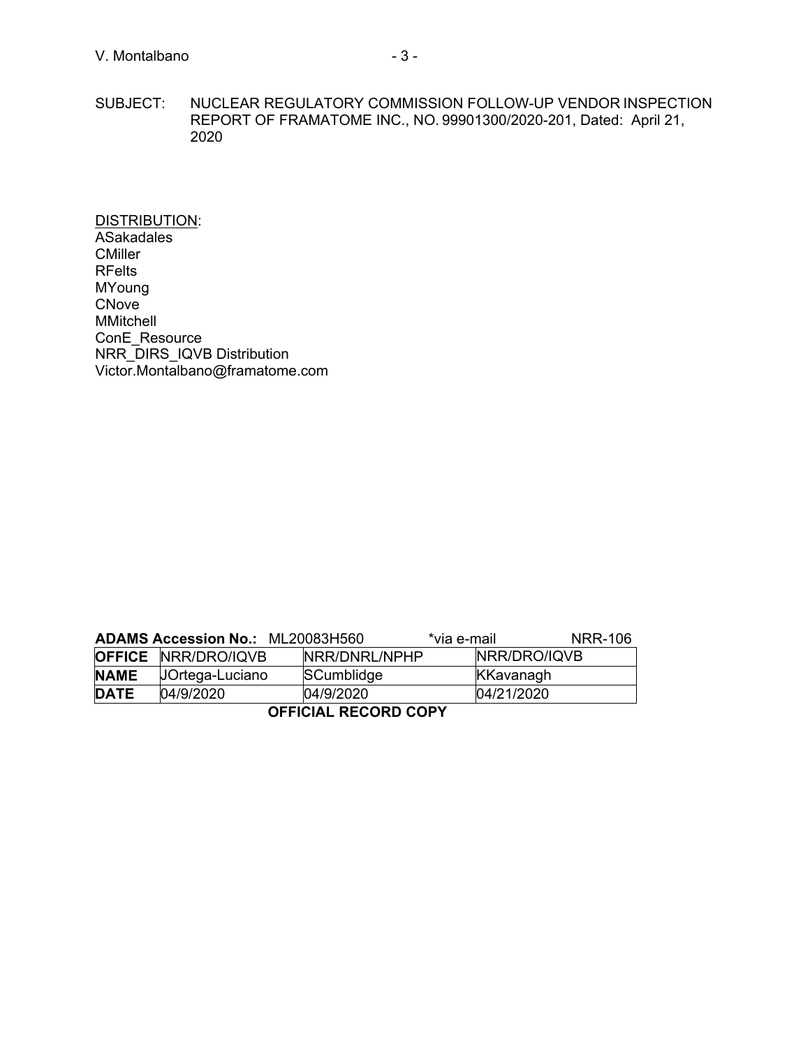SUBJECT: NUCLEAR REGULATORY COMMISSION FOLLOW-UP VENDOR INSPECTION REPORT OF FRAMATOME INC., NO. 99901300/2020-201, Dated: April 21, 2020

DISTRIBUTION:
ASakadales
CMiller
RFelts
MYoung
CNove
MMitchell
ConE_Resource
NRR_DIRS_IQVB Distribution
Victor.Montalbano@framatome.com

**ADAMS Accession No.:** ML20083H560 *via e-mail NRR-106

| **OFFICE** | NRR/DRO/IQVB | NRR/DNRL/NPHP | NRR/DRO/IQVB |
|---|---|---|---|
| **NAME** | JOrtega-Luciano | SCumblidge | KKavanagh |
| **DATE** | 04/9/2020 | 04/9/2020 | 04/21/2020 |

**OFFICIAL RECORD COPY**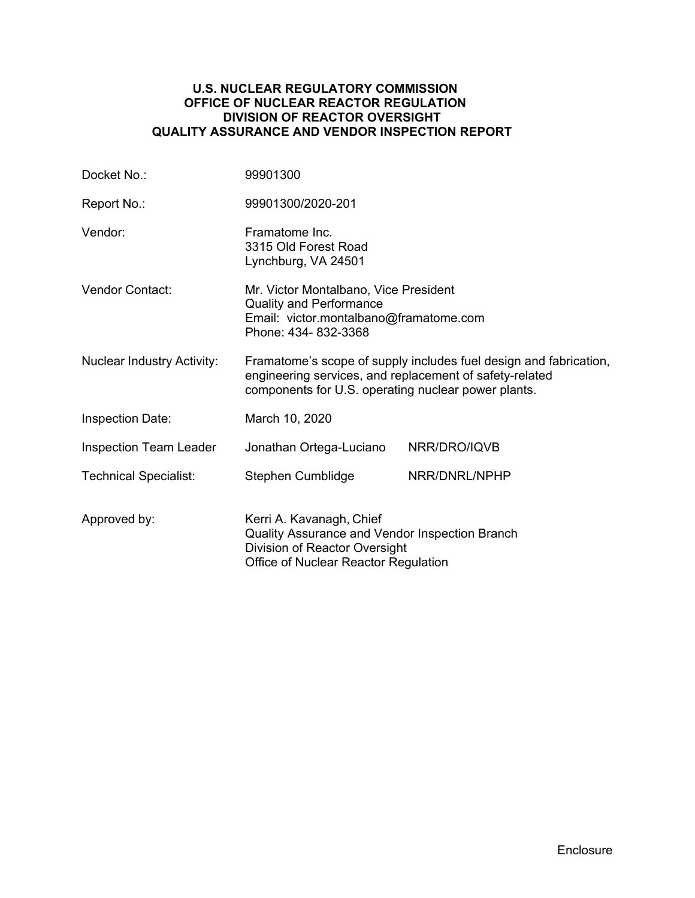**U.S. NUCLEAR REGULATORY COMMISSION**
**OFFICE OF NUCLEAR REACTOR REGULATION**
**DIVISION OF REACTOR OVERSIGHT**
**QUALITY ASSURANCE AND VENDOR INSPECTION REPORT**

| | | |
|---|---|---|
| Docket No.: | 99901300 | |
| Report No.: | 99901300/2020-201 | |
| Vendor: | Framatome Inc.<br>3315 Old Forest Road<br>Lynchburg, VA 24501 | |
| Vendor Contact: | Mr. Victor Montalbano, Vice President<br>Quality and Performance<br>Email: victor.montalbano@framatome.com<br>Phone: 434- 832-3368 | |
| Nuclear Industry Activity: | Framatome's scope of supply includes fuel design and fabrication, engineering services, and replacement of safety-related components for U.S. operating nuclear power plants. | |
| Inspection Date: | March 10, 2020 | |
| Inspection Team Leader | Jonathan Ortega-Luciano | NRR/DRO/IQVB |
| Technical Specialist: | Stephen Cumblidge | NRR/DNRL/NPHP |
| Approved by: | Kerri A. Kavanagh, Chief<br>Quality Assurance and Vendor Inspection Branch<br>Division of Reactor Oversight<br>Office of Nuclear Reactor Regulation | |

Enclosure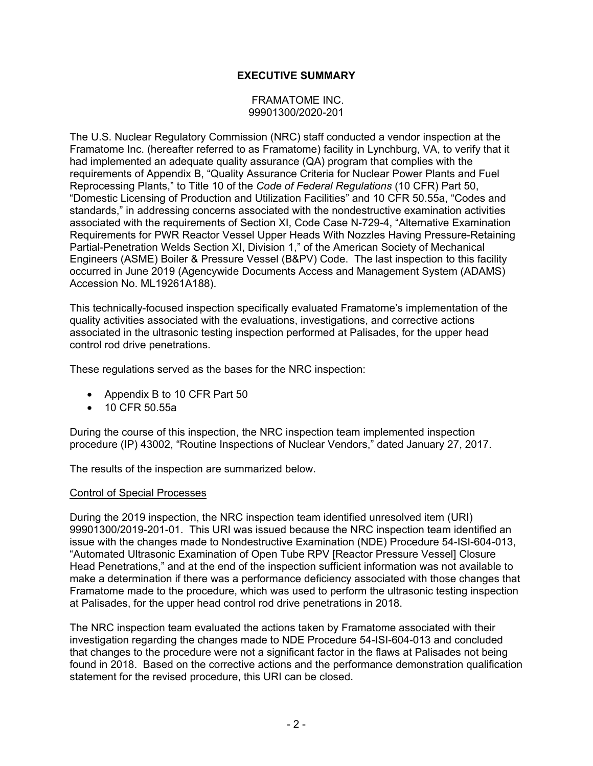## EXECUTIVE SUMMARY

FRAMATOME INC.
99901300/2020-201

The U.S. Nuclear Regulatory Commission (NRC) staff conducted a vendor inspection at the Framatome Inc. (hereafter referred to as Framatome) facility in Lynchburg, VA, to verify that it had implemented an adequate quality assurance (QA) program that complies with the requirements of Appendix B, "Quality Assurance Criteria for Nuclear Power Plants and Fuel Reprocessing Plants," to Title 10 of the *Code of Federal Regulations* (10 CFR) Part 50, "Domestic Licensing of Production and Utilization Facilities" and 10 CFR 50.55a, "Codes and standards," in addressing concerns associated with the nondestructive examination activities associated with the requirements of Section XI, Code Case N-729-4, "Alternative Examination Requirements for PWR Reactor Vessel Upper Heads With Nozzles Having Pressure-Retaining Partial-Penetration Welds Section XI, Division 1," of the American Society of Mechanical Engineers (ASME) Boiler & Pressure Vessel (B&PV) Code. The last inspection to this facility occurred in June 2019 (Agencywide Documents Access and Management System (ADAMS) Accession No. ML19261A188).

This technically-focused inspection specifically evaluated Framatome's implementation of the quality activities associated with the evaluations, investigations, and corrective actions associated in the ultrasonic testing inspection performed at Palisades, for the upper head control rod drive penetrations.

These regulations served as the bases for the NRC inspection:

- Appendix B to 10 CFR Part 50
- 10 CFR 50.55a

During the course of this inspection, the NRC inspection team implemented inspection procedure (IP) 43002, "Routine Inspections of Nuclear Vendors," dated January 27, 2017.

The results of the inspection are summarized below.

### Control of Special Processes

During the 2019 inspection, the NRC inspection team identified unresolved item (URI) 99901300/2019-201-01. This URI was issued because the NRC inspection team identified an issue with the changes made to Nondestructive Examination (NDE) Procedure 54-ISI-604-013, "Automated Ultrasonic Examination of Open Tube RPV [Reactor Pressure Vessel] Closure Head Penetrations," and at the end of the inspection sufficient information was not available to make a determination if there was a performance deficiency associated with those changes that Framatome made to the procedure, which was used to perform the ultrasonic testing inspection at Palisades, for the upper head control rod drive penetrations in 2018.

The NRC inspection team evaluated the actions taken by Framatome associated with their investigation regarding the changes made to NDE Procedure 54-ISI-604-013 and concluded that changes to the procedure were not a significant factor in the flaws at Palisades not being found in 2018. Based on the corrective actions and the performance demonstration qualification statement for the revised procedure, this URI can be closed.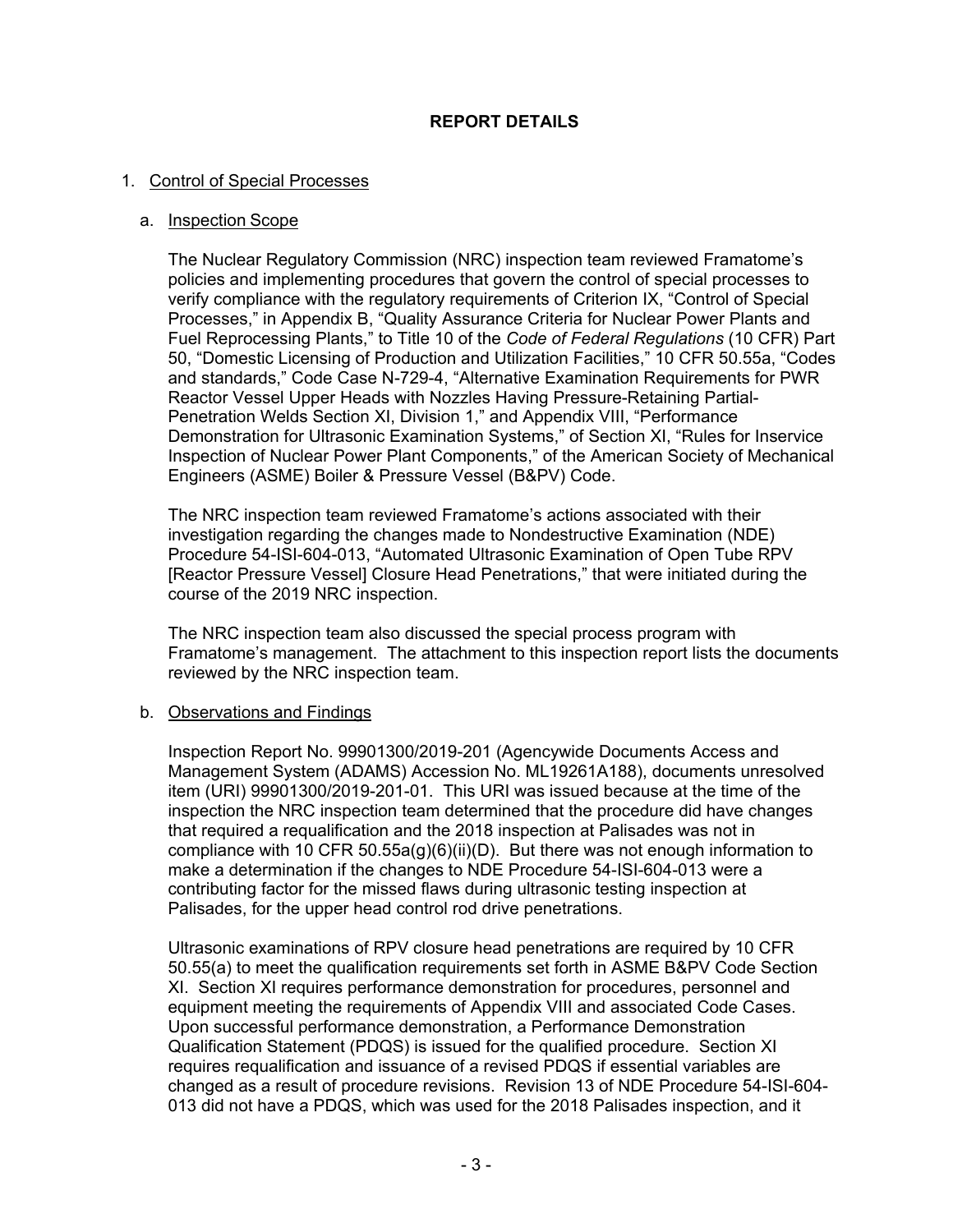## REPORT DETAILS

1. Control of Special Processes

   a. Inspection Scope

   The Nuclear Regulatory Commission (NRC) inspection team reviewed Framatome's policies and implementing procedures that govern the control of special processes to verify compliance with the regulatory requirements of Criterion IX, "Control of Special Processes," in Appendix B, "Quality Assurance Criteria for Nuclear Power Plants and Fuel Reprocessing Plants," to Title 10 of the *Code of Federal Regulations* (10 CFR) Part 50, "Domestic Licensing of Production and Utilization Facilities," 10 CFR 50.55a, "Codes and standards," Code Case N-729-4, "Alternative Examination Requirements for PWR Reactor Vessel Upper Heads with Nozzles Having Pressure-Retaining Partial-Penetration Welds Section XI, Division 1," and Appendix VIII, "Performance Demonstration for Ultrasonic Examination Systems," of Section XI, "Rules for Inservice Inspection of Nuclear Power Plant Components," of the American Society of Mechanical Engineers (ASME) Boiler & Pressure Vessel (B&PV) Code.

   The NRC inspection team reviewed Framatome's actions associated with their investigation regarding the changes made to Nondestructive Examination (NDE) Procedure 54-ISI-604-013, "Automated Ultrasonic Examination of Open Tube RPV [Reactor Pressure Vessel] Closure Head Penetrations," that were initiated during the course of the 2019 NRC inspection.

   The NRC inspection team also discussed the special process program with Framatome's management. The attachment to this inspection report lists the documents reviewed by the NRC inspection team.

   b. Observations and Findings

   Inspection Report No. 99901300/2019-201 (Agencywide Documents Access and Management System (ADAMS) Accession No. ML19261A188), documents unresolved item (URI) 99901300/2019-201-01. This URI was issued because at the time of the inspection the NRC inspection team determined that the procedure did have changes that required a requalification and the 2018 inspection at Palisades was not in compliance with 10 CFR 50.55*a*(g)(6)(ii)(D). But there was not enough information to make a determination if the changes to NDE Procedure 54-ISI-604-013 were a contributing factor for the missed flaws during ultrasonic testing inspection at Palisades, for the upper head control rod drive penetrations.

   Ultrasonic examinations of RPV closure head penetrations are required by 10 CFR 50.55(a) to meet the qualification requirements set forth in ASME B&PV Code Section XI. Section XI requires performance demonstration for procedures, personnel and equipment meeting the requirements of Appendix VIII and associated Code Cases. Upon successful performance demonstration, a Performance Demonstration Qualification Statement (PDQS) is issued for the qualified procedure. Section XI requires requalification and issuance of a revised PDQS if essential variables are changed as a result of procedure revisions. Revision 13 of NDE Procedure 54-ISI-604-013 did not have a PDQS, which was used for the 2018 Palisades inspection, and it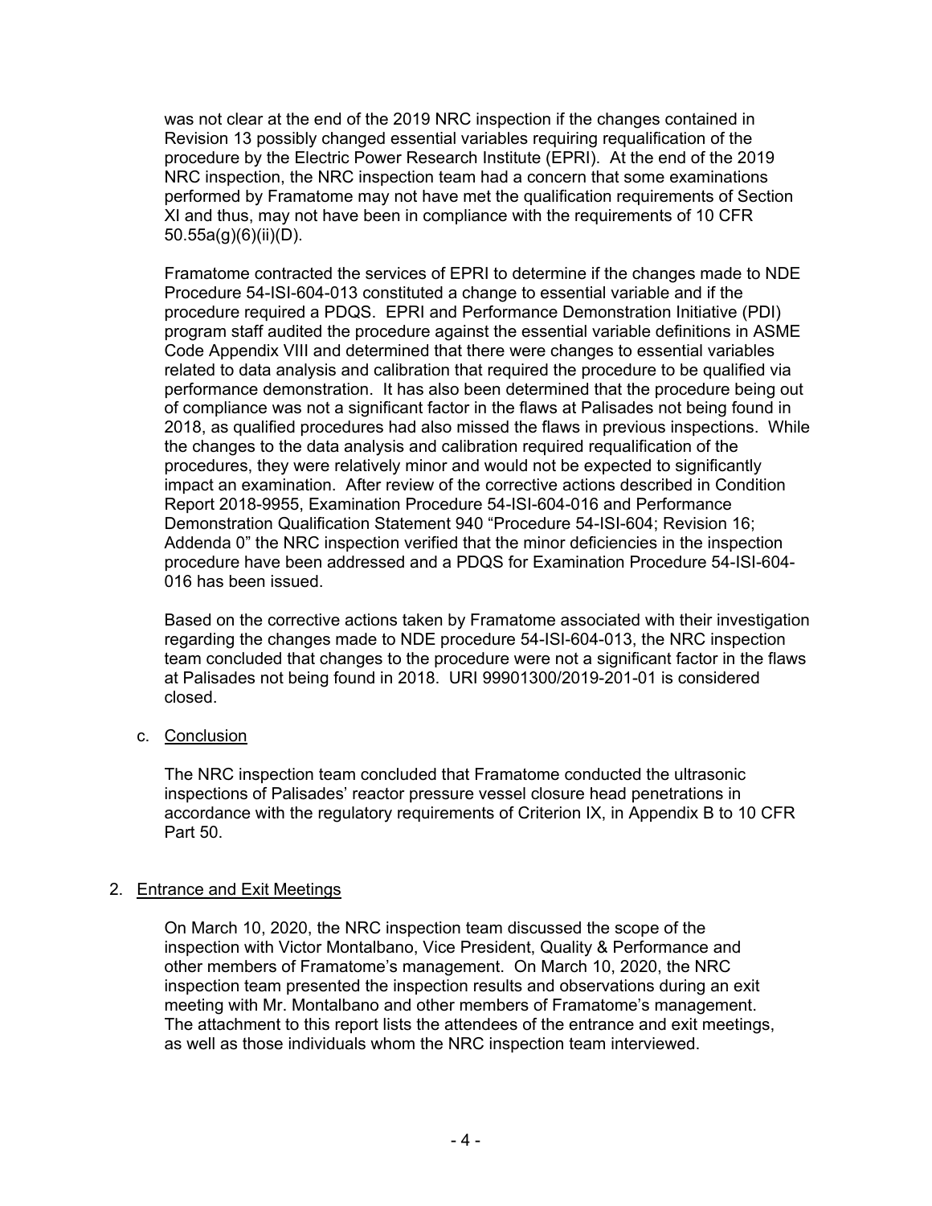was not clear at the end of the 2019 NRC inspection if the changes contained in Revision 13 possibly changed essential variables requiring requalification of the procedure by the Electric Power Research Institute (EPRI). At the end of the 2019 NRC inspection, the NRC inspection team had a concern that some examinations performed by Framatome may not have met the qualification requirements of Section XI and thus, may not have been in compliance with the requirements of 10 CFR 50.55a(g)(6)(ii)(D).

Framatome contracted the services of EPRI to determine if the changes made to NDE Procedure 54-ISI-604-013 constituted a change to essential variable and if the procedure required a PDQS. EPRI and Performance Demonstration Initiative (PDI) program staff audited the procedure against the essential variable definitions in ASME Code Appendix VIII and determined that there were changes to essential variables related to data analysis and calibration that required the procedure to be qualified via performance demonstration. It has also been determined that the procedure being out of compliance was not a significant factor in the flaws at Palisades not being found in 2018, as qualified procedures had also missed the flaws in previous inspections. While the changes to the data analysis and calibration required requalification of the procedures, they were relatively minor and would not be expected to significantly impact an examination. After review of the corrective actions described in Condition Report 2018-9955, Examination Procedure 54-ISI-604-016 and Performance Demonstration Qualification Statement 940 "Procedure 54-ISI-604; Revision 16; Addenda 0" the NRC inspection verified that the minor deficiencies in the inspection procedure have been addressed and a PDQS for Examination Procedure 54-ISI-604-016 has been issued.

Based on the corrective actions taken by Framatome associated with their investigation regarding the changes made to NDE procedure 54-ISI-604-013, the NRC inspection team concluded that changes to the procedure were not a significant factor in the flaws at Palisades not being found in 2018. URI 99901300/2019-201-01 is considered closed.

c. Conclusion

The NRC inspection team concluded that Framatome conducted the ultrasonic inspections of Palisades' reactor pressure vessel closure head penetrations in accordance with the regulatory requirements of Criterion IX, in Appendix B to 10 CFR Part 50.

## 2. Entrance and Exit Meetings

On March 10, 2020, the NRC inspection team discussed the scope of the inspection with Victor Montalbano, Vice President, Quality & Performance and other members of Framatome's management. On March 10, 2020, the NRC inspection team presented the inspection results and observations during an exit meeting with Mr. Montalbano and other members of Framatome's management. The attachment to this report lists the attendees of the entrance and exit meetings, as well as those individuals whom the NRC inspection team interviewed.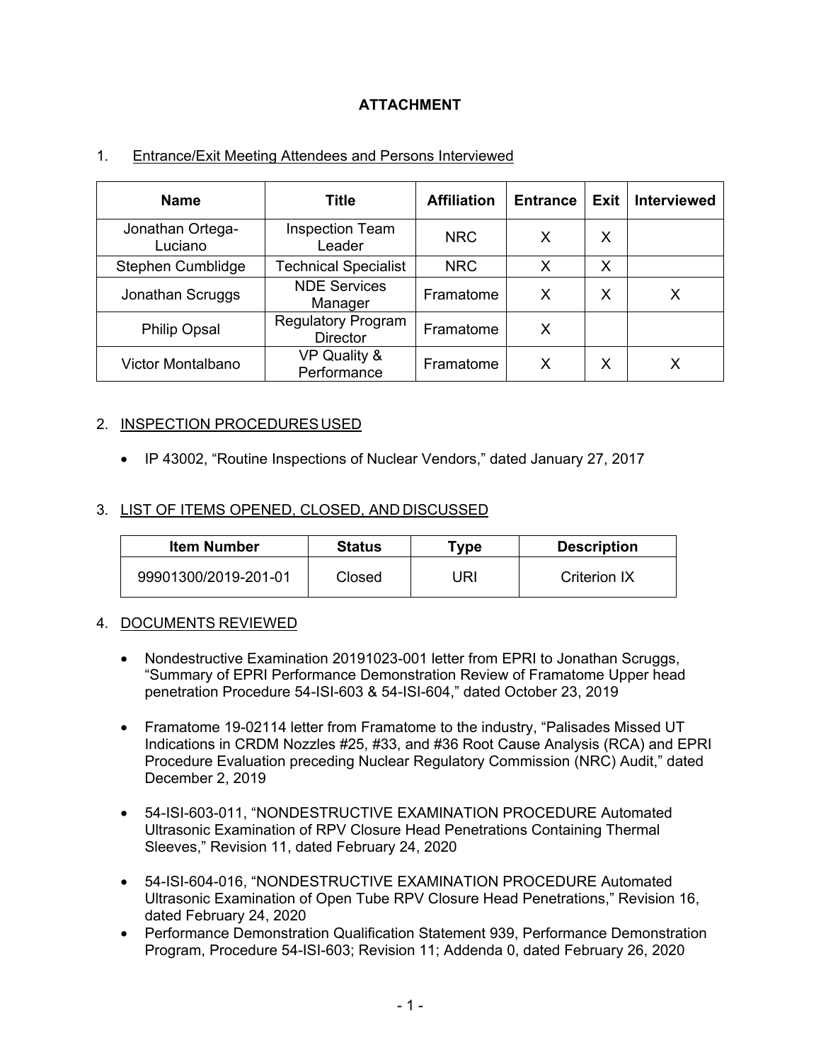# ATTACHMENT

1. Entrance/Exit Meeting Attendees and Persons Interviewed

| Name | Title | Affiliation | Entrance | Exit | Interviewed |
|---|---|---|---|---|---|
| Jonathan Ortega-Luciano | Inspection Team Leader | NRC | X | X | |
| Stephen Cumblidge | Technical Specialist | NRC | X | X | |
| Jonathan Scruggs | NDE Services Manager | Framatome | X | X | X |
| Philip Opsal | Regulatory Program Director | Framatome | X | | |
| Victor Montalbano | VP Quality & Performance | Framatome | X | X | X |

2. INSPECTION PROCEDURES USED

- IP 43002, "Routine Inspections of Nuclear Vendors," dated January 27, 2017

3. LIST OF ITEMS OPENED, CLOSED, AND DISCUSSED

| Item Number | Status | Type | Description |
|---|---|---|---|
| 99901300/2019-201-01 | Closed | URI | Criterion IX |

4. DOCUMENTS REVIEWED

- Nondestructive Examination 20191023-001 letter from EPRI to Jonathan Scruggs, "Summary of EPRI Performance Demonstration Review of Framatome Upper head penetration Procedure 54-ISI-603 & 54-ISI-604," dated October 23, 2019

- Framatome 19-02114 letter from Framatome to the industry, "Palisades Missed UT Indications in CRDM Nozzles #25, #33, and #36 Root Cause Analysis (RCA) and EPRI Procedure Evaluation preceding Nuclear Regulatory Commission (NRC) Audit," dated December 2, 2019

- 54-ISI-603-011, "NONDESTRUCTIVE EXAMINATION PROCEDURE Automated Ultrasonic Examination of RPV Closure Head Penetrations Containing Thermal Sleeves," Revision 11, dated February 24, 2020

- 54-ISI-604-016, "NONDESTRUCTIVE EXAMINATION PROCEDURE Automated Ultrasonic Examination of Open Tube RPV Closure Head Penetrations," Revision 16, dated February 24, 2020
- Performance Demonstration Qualification Statement 939, Performance Demonstration Program, Procedure 54-ISI-603; Revision 11; Addenda 0, dated February 26, 2020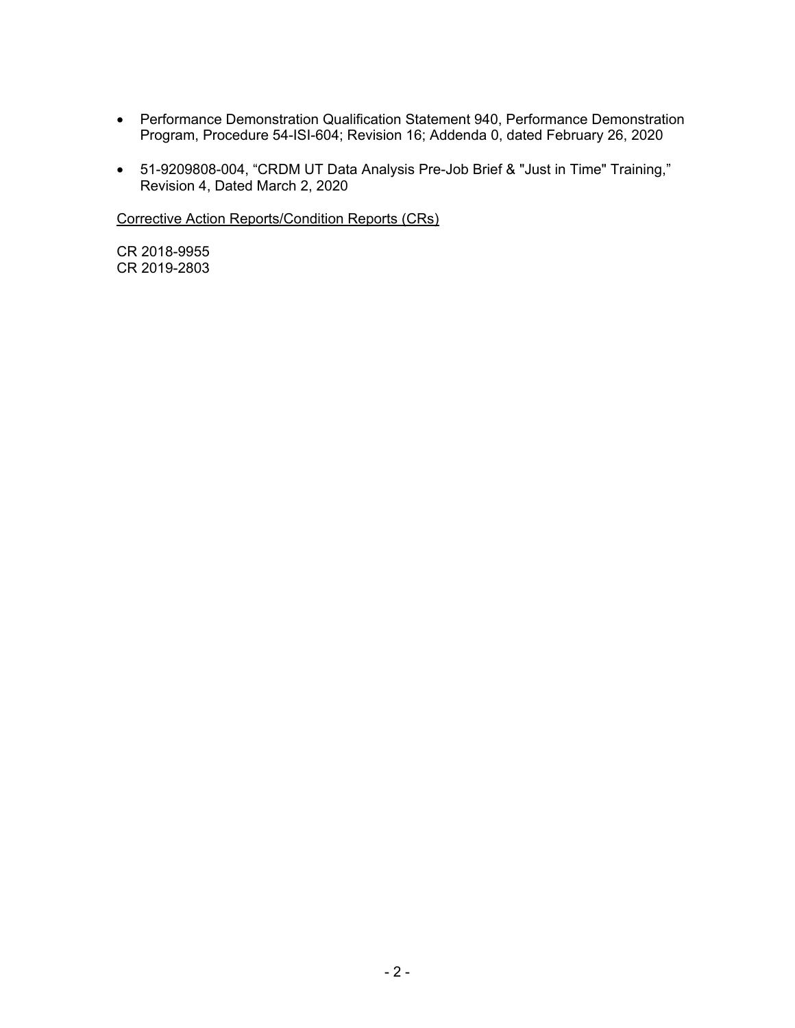- Performance Demonstration Qualification Statement 940, Performance Demonstration Program, Procedure 54-ISI-604; Revision 16; Addenda 0, dated February 26, 2020

- 51-9209808-004, "CRDM UT Data Analysis Pre-Job Brief & "Just in Time" Training," Revision 4, Dated March 2, 2020

Corrective Action Reports/Condition Reports (CRs)

CR 2018-9955
CR 2019-2803